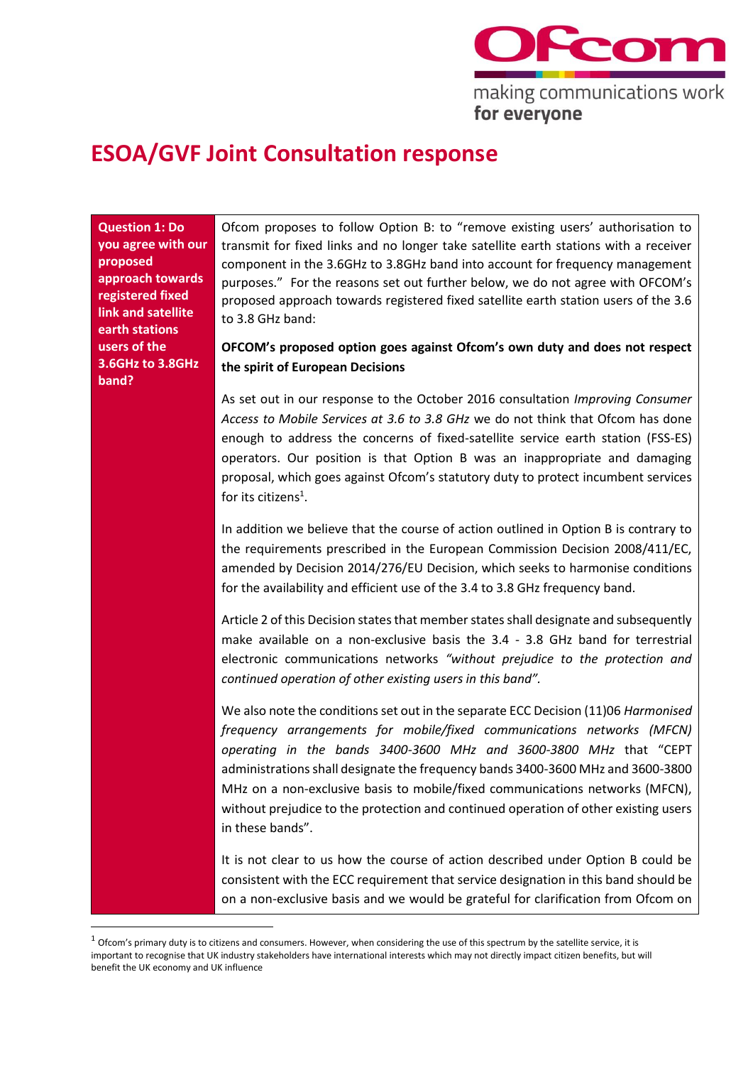Ofcom

making communications work **for everyone**

# ESOA/GVF Joint Consultation response

| **Question 1: Do you agree with our proposed approach towards registered fixed link and satellite earths stations users of the 3.6GHz to 3.8GHz band?** | Ofcom proposes to follow Option B: to "remove existing users' authorisation to transmit for fixed links and no longer take satellite earth stations with a receiver component in the 3.6GHz to 3.8GHz band into account for frequency management purposes." For the reasons set out further below, we do not agree with OFCOM's proposed approach towards registered fixed satellite earth station users of the 3.6 to 3.8 GHz band:<br><br>**OFCOM's proposed option goes against Ofcom's own duty and does not respect the spirit of European Decisions**<br><br>As set out in our response to the October 2016 consultation *Improving Consumer Access to Mobile Services at 3.6 to 3.8 GHz* we do not think that Ofcom has done enough to address the concerns of fixed-satellite service earth station (FSS-ES) operators. Our position is that Option B was an inappropriate and damaging proposal, which goes against Ofcom's statutory duty to protect incumbent services for its citizens[1].<br><br>In addition we believe that the course of action outlined in Option B is contrary to the requirements prescribed in the European Commission Decision 2008/411/EC, amended by Decision 2014/276/EU Decision, which seeks to harmonise conditions for the availability and efficient use of the 3.4 to 3.8 GHz frequency band.<br><br>Article 2 of this Decision states that member states shall designate and subsequently make available on a non-exclusive basis the 3.4 - 3.8 GHz band for terrestrial electronic communications networks *"without prejudice to the protection and continued operation of other existing users in this band".*<br><br>We also note the conditions set out in the separate ECC Decision (11)06 *Harmonised frequency arrangements for mobile/fixed communications networks (MFCN) operating in the bands 3400-3600 MHz and 3600-3800 MHz* that "CEPT administrations shall designate the frequency bands 3400-3600 MHz and 3600-3800 MHz on a non-exclusive basis to mobile/fixed communications networks (MFCN), without prejudice to the protection and continued operation of other existing users in these bands".<br><br>It is not clear to us how the course of action described under Option B could be consistent with the ECC requirement that service designation in this band should be on a non-exclusive basis and we would be grateful for clarification from Ofcom on |

[1] Ofcom's primary duty is to citizens and consumers. However, when considering the use of this spectrum by the satellite service, it is important to recognise that UK industry stakeholders have international interests which may not directly impact citizen benefits, but will benefit the UK economy and UK influence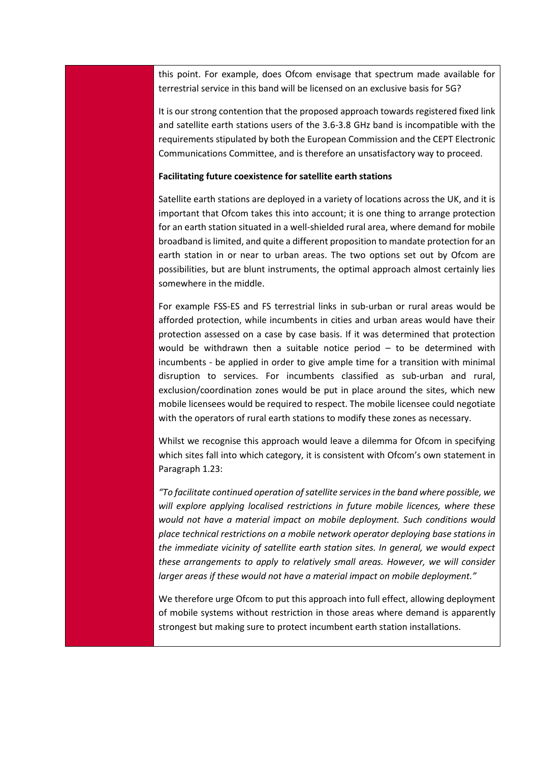this point. For example, does Ofcom envisage that spectrum made available for terrestrial service in this band will be licensed on an exclusive basis for 5G?

It is our strong contention that the proposed approach towards registered fixed link and satellite earth stations users of the 3.6-3.8 GHz band is incompatible with the requirements stipulated by both the European Commission and the CEPT Electronic Communications Committee, and is therefore an unsatisfactory way to proceed.

**Facilitating future coexistence for satellite earth stations**

Satellite earth stations are deployed in a variety of locations across the UK, and it is important that Ofcom takes this into account; it is one thing to arrange protection for an earth station situated in a well-shielded rural area, where demand for mobile broadband is limited, and quite a different proposition to mandate protection for an earth station in or near to urban areas. The two options set out by Ofcom are possibilities, but are blunt instruments, the optimal approach almost certainly lies somewhere in the middle.

For example FSS-ES and FS terrestrial links in sub-urban or rural areas would be afforded protection, while incumbents in cities and urban areas would have their protection assessed on a case by case basis. If it was determined that protection would be withdrawn then a suitable notice period – to be determined with incumbents - be applied in order to give ample time for a transition with minimal disruption to services. For incumbents classified as sub-urban and rural, exclusion/coordination zones would be put in place around the sites, which new mobile licensees would be required to respect. The mobile licensee could negotiate with the operators of rural earth stations to modify these zones as necessary.

Whilst we recognise this approach would leave a dilemma for Ofcom in specifying which sites fall into which category, it is consistent with Ofcom's own statement in Paragraph 1.23:

*"To facilitate continued operation of satellite services in the band where possible, we will explore applying localised restrictions in future mobile licences, where these would not have a material impact on mobile deployment. Such conditions would place technical restrictions on a mobile network operator deploying base stations in the immediate vicinity of satellite earth station sites. In general, we would expect these arrangements to apply to relatively small areas. However, we will consider larger areas if these would not have a material impact on mobile deployment."*

We therefore urge Ofcom to put this approach into full effect, allowing deployment of mobile systems without restriction in those areas where demand is apparently strongest but making sure to protect incumbent earth station installations.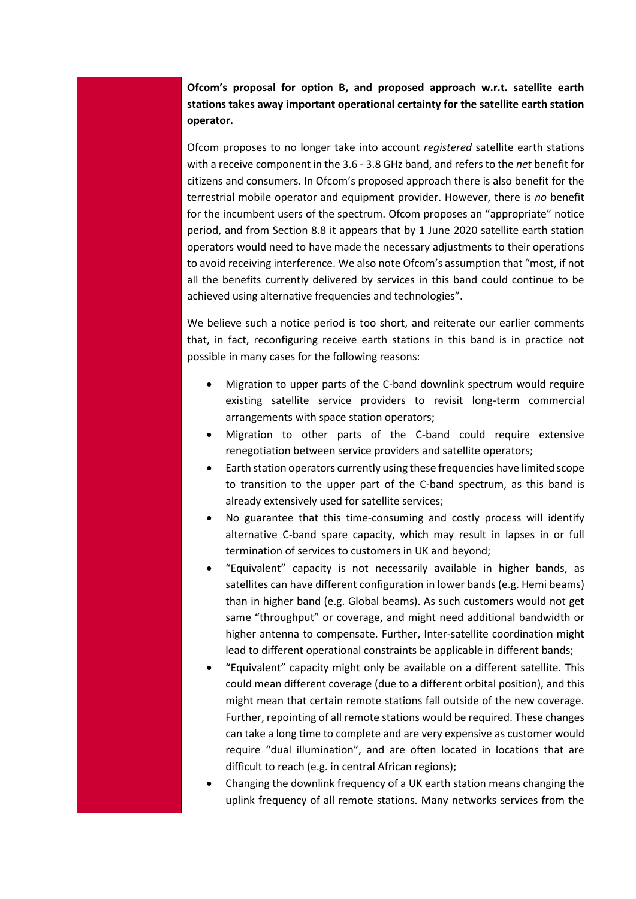**Ofcom's proposal for option B, and proposed approach w.r.t. satellite earth stations takes away important operational certainty for the satellite earth station operator.**

Ofcom proposes to no longer take into account *registered* satellite earth stations with a receive component in the 3.6 - 3.8 GHz band, and refers to the *net* benefit for citizens and consumers. In Ofcom's proposed approach there is also benefit for the terrestrial mobile operator and equipment provider. However, there is *no* benefit for the incumbent users of the spectrum. Ofcom proposes an "appropriate" notice period, and from Section 8.8 it appears that by 1 June 2020 satellite earth station operators would need to have made the necessary adjustments to their operations to avoid receiving interference. We also note Ofcom's assumption that "most, if not all the benefits currently delivered by services in this band could continue to be achieved using alternative frequencies and technologies".

We believe such a notice period is too short, and reiterate our earlier comments that, in fact, reconfiguring receive earth stations in this band is in practice not possible in many cases for the following reasons:

- Migration to upper parts of the C-band downlink spectrum would require existing satellite service providers to revisit long-term commercial arrangements with space station operators;
- Migration to other parts of the C-band could require extensive renegotiation between service providers and satellite operators;
- Earth station operators currently using these frequencies have limited scope to transition to the upper part of the C-band spectrum, as this band is already extensively used for satellite services;
- No guarantee that this time-consuming and costly process will identify alternative C-band spare capacity, which may result in lapses in or full termination of services to customers in UK and beyond;
- "Equivalent" capacity is not necessarily available in higher bands, as satellites can have different configuration in lower bands (e.g. Hemi beams) than in higher band (e.g. Global beams). As such customers would not get same "throughput" or coverage, and might need additional bandwidth or higher antenna to compensate. Further, Inter-satellite coordination might lead to different operational constraints be applicable in different bands;
- "Equivalent" capacity might only be available on a different satellite. This could mean different coverage (due to a different orbital position), and this might mean that certain remote stations fall outside of the new coverage. Further, repointing of all remote stations would be required. These changes can take a long time to complete and are very expensive as customer would require "dual illumination", and are often located in locations that are difficult to reach (e.g. in central African regions);
- Changing the downlink frequency of a UK earth station means changing the uplink frequency of all remote stations. Many networks services from the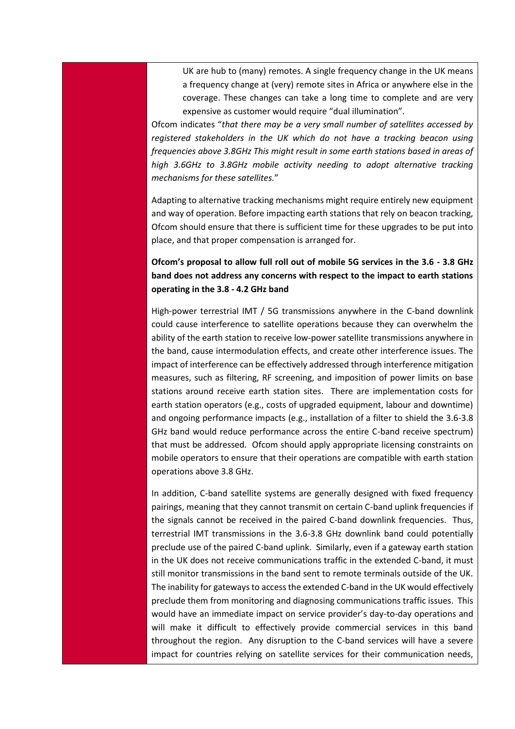UK are hub to (many) remotes. A single frequency change in the UK means a frequency change at (very) remote sites in Africa or anywhere else in the coverage. These changes can take a long time to complete and are very expensive as customer would require "dual illumination".

Ofcom indicates "*that there may be a very small number of satellites accessed by registered stakeholders in the UK which do not have a tracking beacon using frequencies above 3.8GHz This might result in some earth stations based in areas of high 3.6GHz to 3.8GHz mobile activity needing to adopt alternative tracking mechanisms for these satellites.*"

Adapting to alternative tracking mechanisms might require entirely new equipment and way of operation. Before impacting earth stations that rely on beacon tracking, Ofcom should ensure that there is sufficient time for these upgrades to be put into place, and that proper compensation is arranged for.

**Ofcom's proposal to allow full roll out of mobile 5G services in the 3.6 - 3.8 GHz band does not address any concerns with respect to the impact to earth stations operating in the 3.8 - 4.2 GHz band**

High-power terrestrial IMT / 5G transmissions anywhere in the C-band downlink could cause interference to satellite operations because they can overwhelm the ability of the earth station to receive low-power satellite transmissions anywhere in the band, cause intermodulation effects, and create other interference issues. The impact of interference can be effectively addressed through interference mitigation measures, such as filtering, RF screening, and imposition of power limits on base stations around receive earth station sites. There are implementation costs for earth station operators (e.g., costs of upgraded equipment, labour and downtime) and ongoing performance impacts (e.g., installation of a filter to shield the 3.6-3.8 GHz band would reduce performance across the entire C-band receive spectrum) that must be addressed. Ofcom should apply appropriate licensing constraints on mobile operators to ensure that their operations are compatible with earth station operations above 3.8 GHz.

In addition, C-band satellite systems are generally designed with fixed frequency pairings, meaning that they cannot transmit on certain C-band uplink frequencies if the signals cannot be received in the paired C-band downlink frequencies. Thus, terrestrial IMT transmissions in the 3.6-3.8 GHz downlink band could potentially preclude use of the paired C-band uplink. Similarly, even if a gateway earth station in the UK does not receive communications traffic in the extended C-band, it must still monitor transmissions in the band sent to remote terminals outside of the UK. The inability for gateways to access the extended C-band in the UK would effectively preclude them from monitoring and diagnosing communications traffic issues. This would have an immediate impact on service provider's day-to-day operations and will make it difficult to effectively provide commercial services in this band throughout the region. Any disruption to the C-band services will have a severe impact for countries relying on satellite services for their communication needs,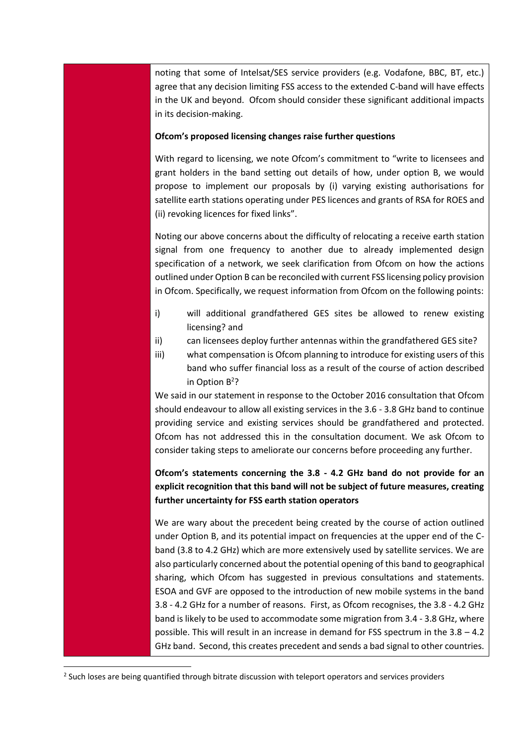noting that some of Intelsat/SES service providers (e.g. Vodafone, BBC, BT, etc.) agree that any decision limiting FSS access to the extended C-band will have effects in the UK and beyond. Ofcom should consider these significant additional impacts in its decision-making.

**Ofcom's proposed licensing changes raise further questions**

With regard to licensing, we note Ofcom's commitment to "write to licensees and grant holders in the band setting out details of how, under option B, we would propose to implement our proposals by (i) varying existing authorisations for satellite earth stations operating under PES licences and grants of RSA for ROES and (ii) revoking licences for fixed links".

Noting our above concerns about the difficulty of relocating a receive earth station signal from one frequency to another due to already implemented design specification of a network, we seek clarification from Ofcom on how the actions outlined under Option B can be reconciled with current FSS licensing policy provision in Ofcom. Specifically, we request information from Ofcom on the following points:

i) will additional grandfathered GES sites be allowed to renew existing licensing? and

ii) can licensees deploy further antennas within the grandfathered GES site?

iii) what compensation is Ofcom planning to introduce for existing users of this band who suffer financial loss as a result of the course of action described in Option B[2]?

We said in our statement in response to the October 2016 consultation that Ofcom should endeavour to allow all existing services in the 3.6 - 3.8 GHz band to continue providing service and existing services should be grandfathered and protected. Ofcom has not addressed this in the consultation document. We ask Ofcom to consider taking steps to ameliorate our concerns before proceeding any further.

**Ofcom's statements concerning the 3.8 - 4.2 GHz band do not provide for an explicit recognition that this band will not be subject of future measures, creating further uncertainty for FSS earth station operators**

We are wary about the precedent being created by the course of action outlined under Option B, and its potential impact on frequencies at the upper end of the C-band (3.8 to 4.2 GHz) which are more extensively used by satellite services. We are also particularly concerned about the potential opening of this band to geographical sharing, which Ofcom has suggested in previous consultations and statements. ESOA and GVF are opposed to the introduction of new mobile systems in the band 3.8 - 4.2 GHz for a number of reasons. First, as Ofcom recognises, the 3.8 - 4.2 GHz band is likely to be used to accommodate some migration from 3.4 - 3.8 GHz, where possible. This will result in an increase in demand for FSS spectrum in the 3.8 – 4.2 GHz band. Second, this creates precedent and sends a bad signal to other countries.

[2] Such loses are being quantified through bitrate discussion with teleport operators and services providers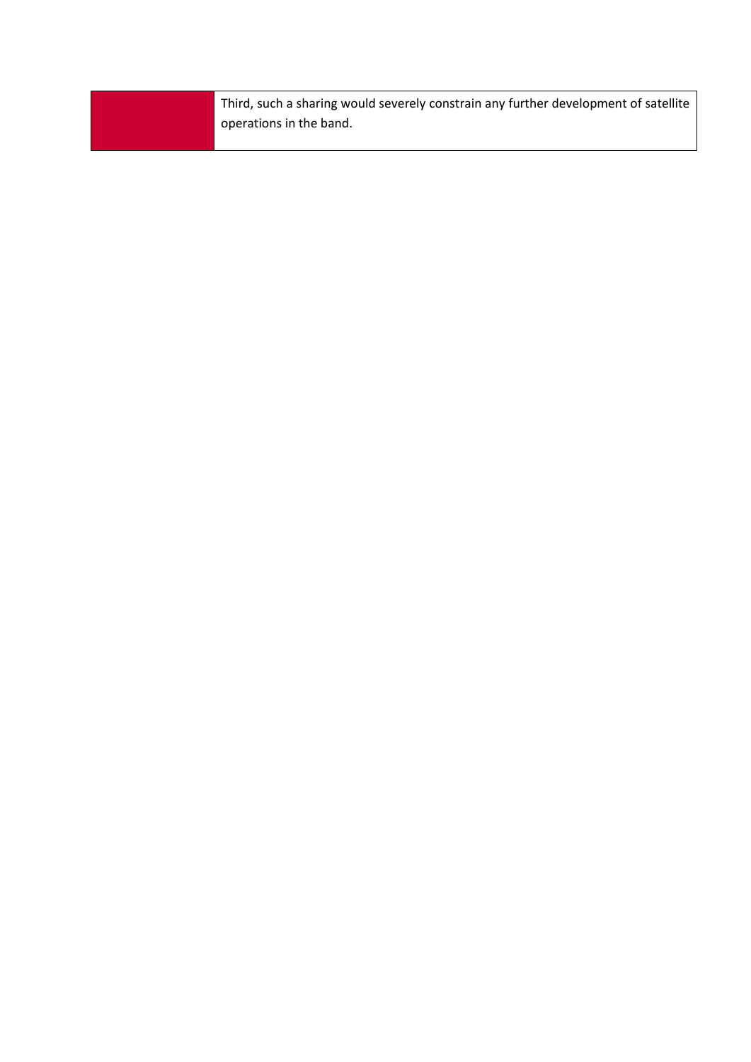| | Third, such a sharing would severely constrain any further development of satellite operations in the band. |
|---|---|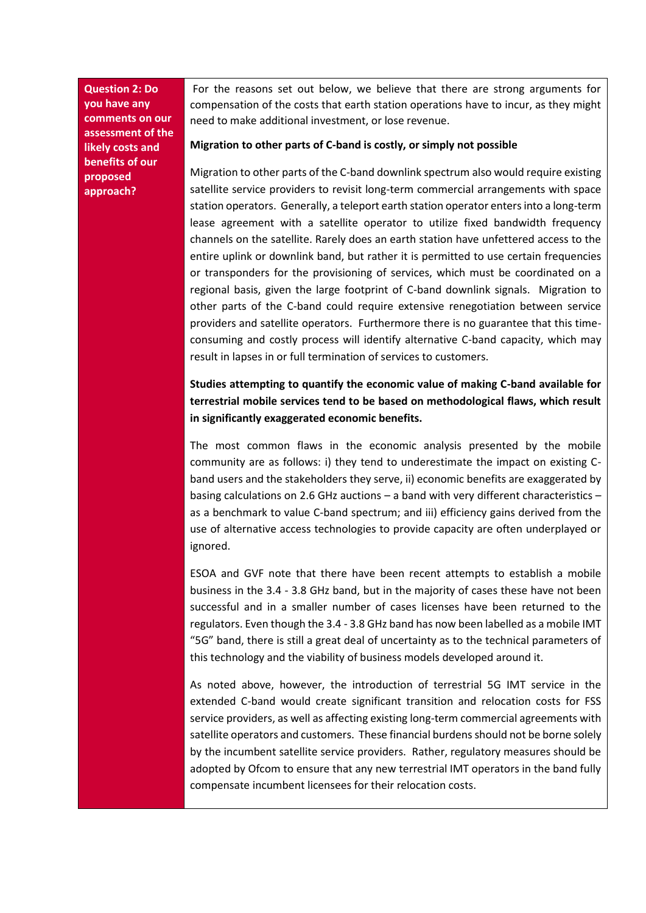| **Question 2: Do you have any comments on our assessment of the likely costs and benefits of our proposed approach?** | For the reasons set out below, we believe that there are strong arguments for compensation of the costs that earth station operations have to incur, as they might need to make additional investment, or lose revenue.<br><br>**Migration to other parts of C-band is costly, or simply not possible**<br><br>Migration to other parts of the C-band downlink spectrum also would require existing satellite service providers to revisit long-term commercial arrangements with space station operators. Generally, a teleport earth station operator enters into a long-term lease agreement with a satellite operator to utilize fixed bandwidth frequency channels on the satellite. Rarely does an earth station have unfettered access to the entire uplink or downlink band, but rather it is permitted to use certain frequencies or transponders for the provisioning of services, which must be coordinated on a regional basis, given the large footprint of C-band downlink signals. Migration to other parts of the C-band could require extensive renegotiation between service providers and satellite operators. Furthermore there is no guarantee that this time-consuming and costly process will identify alternative C-band capacity, which may result in lapses in or full termination of services to customers.<br><br>**Studies attempting to quantify the economic value of making C-band available for terrestrial mobile services tend to be based on methodological flaws, which result in significantly exaggerated economic benefits.**<br><br>The most common flaws in the economic analysis presented by the mobile community are as follows: i) they tend to underestimate the impact on existing C-band users and the stakeholders they serve, ii) economic benefits are exaggerated by basing calculations on 2.6 GHz auctions – a band with very different characteristics – as a benchmark to value C-band spectrum; and iii) efficiency gains derived from the use of alternative access technologies to provide capacity are often underplayed or ignored.<br><br>ESOA and GVF note that there have been recent attempts to establish a mobile business in the 3.4 - 3.8 GHz band, but in the majority of cases these have not been successful and in a smaller number of cases licenses have been returned to the regulators. Even though the 3.4 - 3.8 GHz band has now been labelled as a mobile IMT "5G" band, there is still a great deal of uncertainty as to the technical parameters of this technology and the viability of business models developed around it.<br><br>As noted above, however, the introduction of terrestrial 5G IMT service in the extended C-band would create significant transition and relocation costs for FSS service providers, as well as affecting existing long-term commercial agreements with satellite operators and customers. These financial burdens should not be borne solely by the incumbent satellite service providers. Rather, regulatory measures should be adopted by Ofcom to ensure that any new terrestrial IMT operators in the band fully compensate incumbent licensees for their relocation costs. |
|---|---|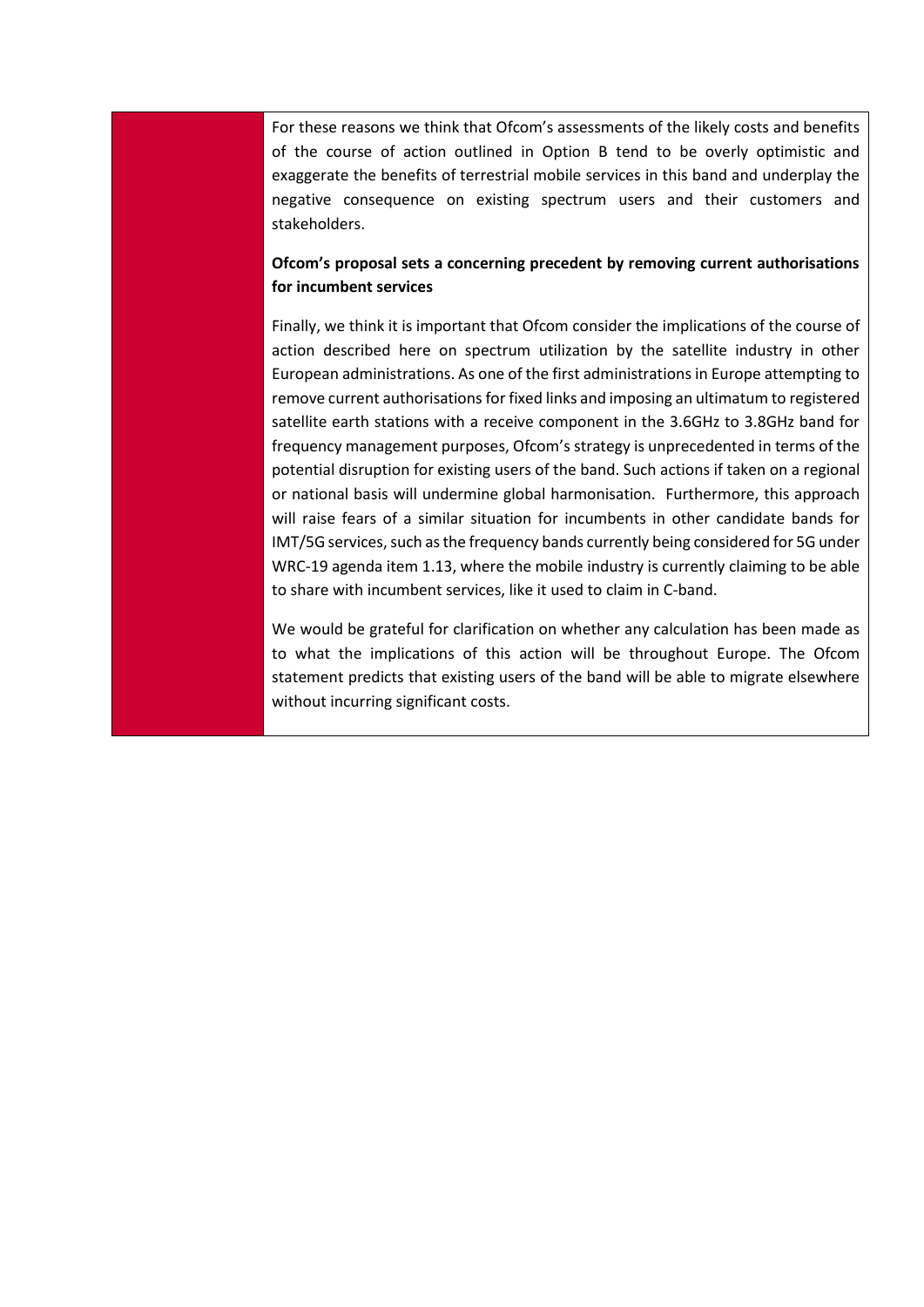For these reasons we think that Ofcom's assessments of the likely costs and benefits of the course of action outlined in Option B tend to be overly optimistic and exaggerate the benefits of terrestrial mobile services in this band and underplay the negative consequence on existing spectrum users and their customers and stakeholders.

**Ofcom's proposal sets a concerning precedent by removing current authorisations for incumbent services**

Finally, we think it is important that Ofcom consider the implications of the course of action described here on spectrum utilization by the satellite industry in other European administrations. As one of the first administrations in Europe attempting to remove current authorisations for fixed links and imposing an ultimatum to registered satellite earth stations with a receive component in the 3.6GHz to 3.8GHz band for frequency management purposes, Ofcom's strategy is unprecedented in terms of the potential disruption for existing users of the band. Such actions if taken on a regional or national basis will undermine global harmonisation. Furthermore, this approach will raise fears of a similar situation for incumbents in other candidate bands for IMT/5G services, such as the frequency bands currently being considered for 5G under WRC-19 agenda item 1.13, where the mobile industry is currently claiming to be able to share with incumbent services, like it used to claim in C-band.

We would be grateful for clarification on whether any calculation has been made as to what the implications of this action will be throughout Europe. The Ofcom statement predicts that existing users of the band will be able to migrate elsewhere without incurring significant costs.